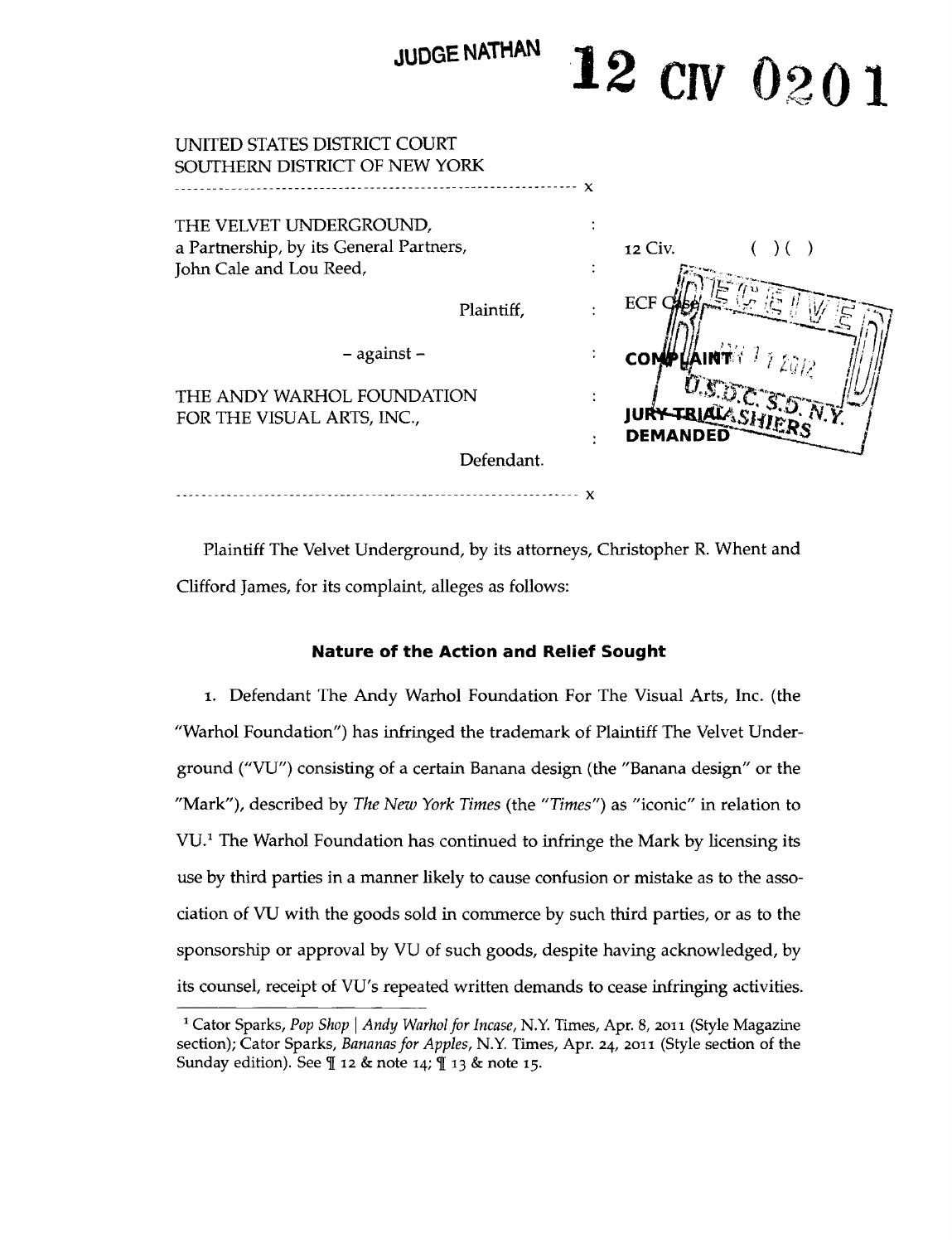JUDGE NATHAN

**12 CIV 0201**

UNITED STATES DISTRICT COURT
SOUTHERN DISTRICT OF NEW YORK

| | | |
|---|---|---|
| THE VELVET UNDERGROUND, a Partnership, by its General Partners, John Cale and Lou Reed, | : | 12 Civ. ( )( ) |
| Plaintiff, | : | ECF Case |
| – against – | : | COMPLAINT |
| THE ANDY WARHOL FOUNDATION FOR THE VISUAL ARTS, INC., | : | JURY TRIAL DEMANDED |
| Defendant. | : | |

Plaintiff The Velvet Underground, by its attorneys, Christopher R. Whent and Clifford James, for its complaint, alleges as follows:

## Nature of the Action and Relief Sought

1. Defendant The Andy Warhol Foundation For The Visual Arts, Inc. (the "Warhol Foundation") has infringed the trademark of Plaintiff The Velvet Underground ("VU") consisting of a certain Banana design (the "Banana design" or the "Mark"), described by *The New York Times* (the "*Times*") as "iconic" in relation to VU.[1] The Warhol Foundation has continued to infringe the Mark by licensing its use by third parties in a manner likely to cause confusion or mistake as to the association of VU with the goods sold in commerce by such third parties, or as to the sponsorship or approval by VU of such goods, despite having acknowledged, by its counsel, receipt of VU's repeated written demands to cease infringing activities.

[1] Cator Sparks, *Pop Shop | Andy Warhol for Incase*, N.Y. Times, Apr. 8, 2011 (Style Magazine section); Cator Sparks, *Bananas for Apples*, N.Y. Times, Apr. 24, 2011 (Style section of the Sunday edition). See ¶ 12 & note 14; ¶ 13 & note 15.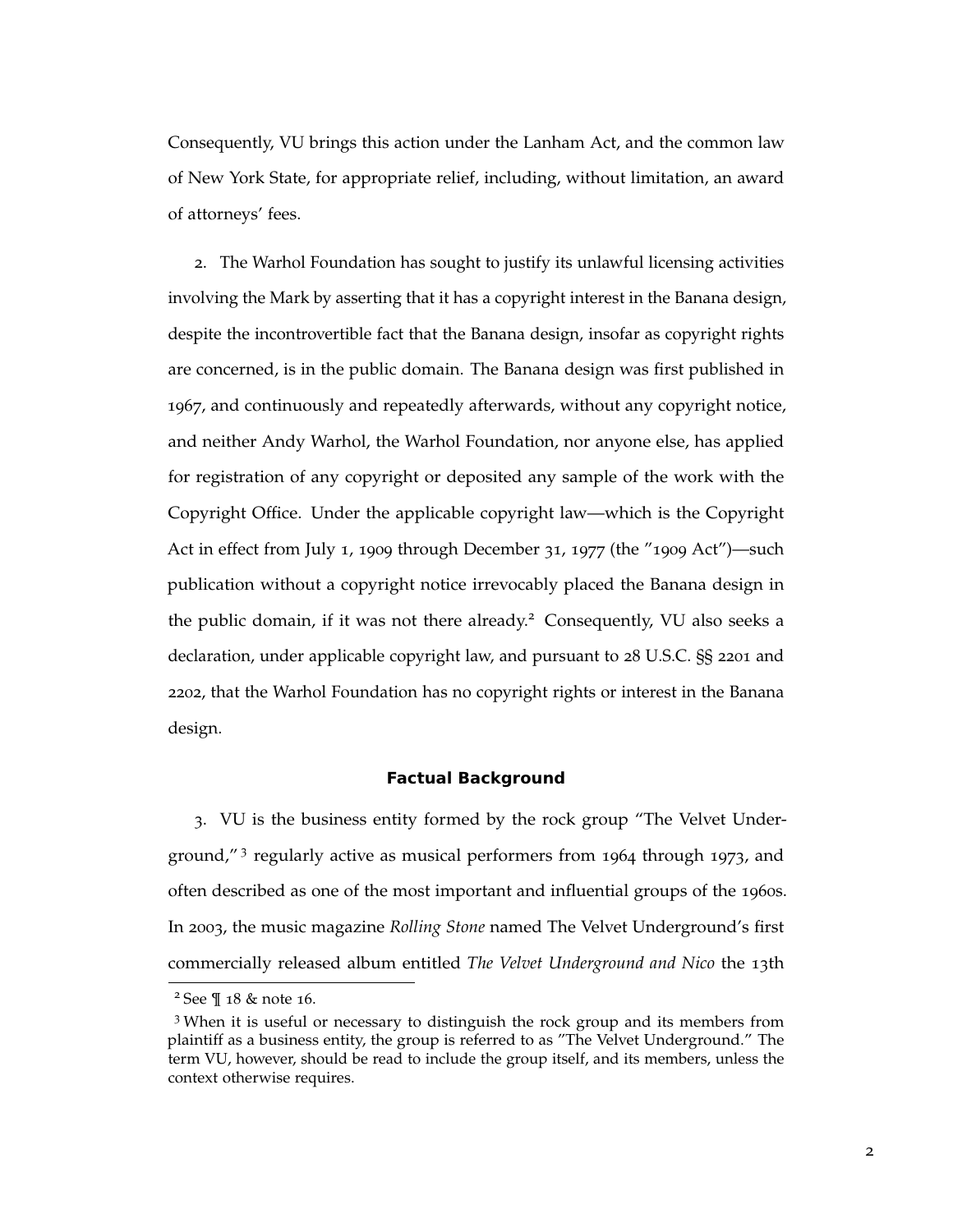Consequently, VU brings this action under the Lanham Act, and the common law of New York State, for appropriate relief, including, without limitation, an award of attorneys' fees.

2. The Warhol Foundation has sought to justify its unlawful licensing activities involving the Mark by asserting that it has a copyright interest in the Banana design, despite the incontrovertible fact that the Banana design, insofar as copyright rights are concerned, is in the public domain. The Banana design was first published in 1967, and continuously and repeatedly afterwards, without any copyright notice, and neither Andy Warhol, the Warhol Foundation, nor anyone else, has applied for registration of any copyright or deposited any sample of the work with the Copyright Office. Under the applicable copyright law—which is the Copyright Act in effect from July 1, 1909 through December 31, 1977 (the "1909 Act")—such publication without a copyright notice irrevocably placed the Banana design in the public domain, if it was not there already.[2] Consequently, VU also seeks a declaration, under applicable copyright law, and pursuant to 28 U.S.C. §§ 2201 and 2202, that the Warhol Foundation has no copyright rights or interest in the Banana design.

## Factual Background

3. VU is the business entity formed by the rock group "The Velvet Underground,"[3] regularly active as musical performers from 1964 through 1973, and often described as one of the most important and influential groups of the 1960s. In 2003, the music magazine *Rolling Stone* named The Velvet Underground's first commercially released album entitled *The Velvet Underground and Nico* the 13th

[2] See ¶ 18 & note 16.

[3] When it is useful or necessary to distinguish the rock group and its members from plaintiff as a business entity, the group is referred to as "The Velvet Underground." The term VU, however, should be read to include the group itself, and its members, unless the context otherwise requires.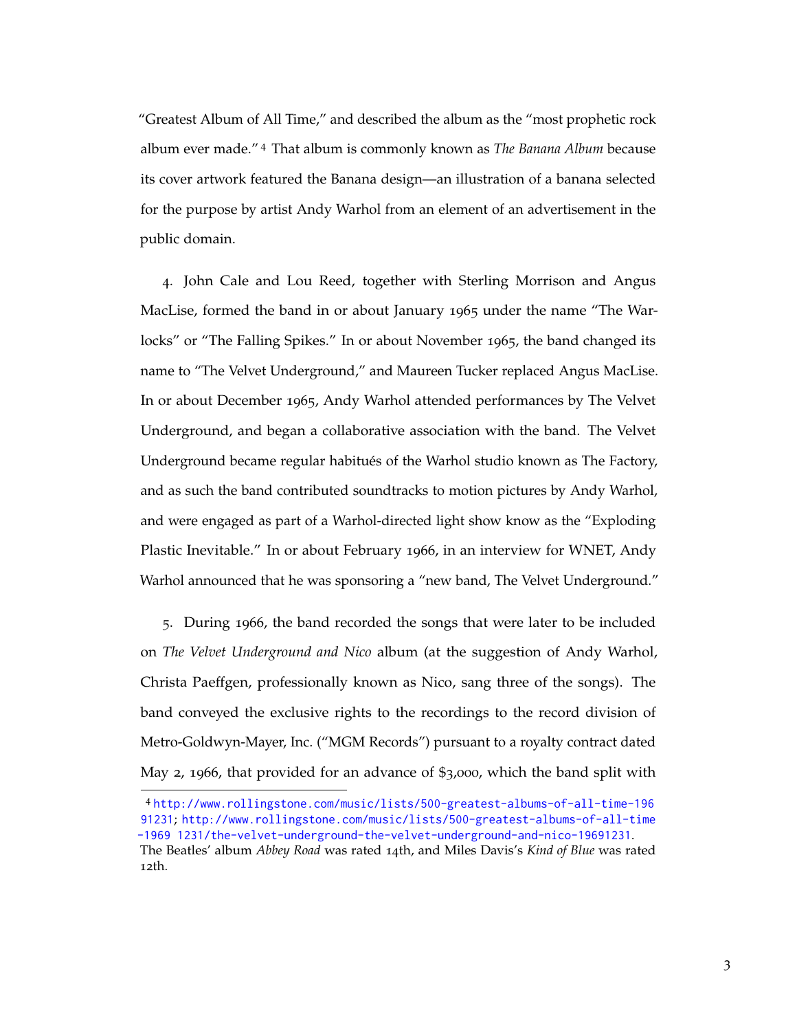"Greatest Album of All Time," and described the album as the "most prophetic rock album ever made."[4] That album is commonly known as *The Banana Album* because its cover artwork featured the Banana design—an illustration of a banana selected for the purpose by artist Andy Warhol from an element of an advertisement in the public domain.

4. John Cale and Lou Reed, together with Sterling Morrison and Angus MacLise, formed the band in or about January 1965 under the name "The Warlocks" or "The Falling Spikes." In or about November 1965, the band changed its name to "The Velvet Underground," and Maureen Tucker replaced Angus MacLise. In or about December 1965, Andy Warhol attended performances by The Velvet Underground, and began a collaborative association with the band. The Velvet Underground became regular habitués of the Warhol studio known as The Factory, and as such the band contributed soundtracks to motion pictures by Andy Warhol, and were engaged as part of a Warhol-directed light show know as the "Exploding Plastic Inevitable." In or about February 1966, in an interview for WNET, Andy Warhol announced that he was sponsoring a "new band, The Velvet Underground."

5. During 1966, the band recorded the songs that were later to be included on *The Velvet Underground and Nico* album (at the suggestion of Andy Warhol, Christa Paeffgen, professionally known as Nico, sang three of the songs). The band conveyed the exclusive rights to the recordings to the record division of Metro-Goldwyn-Mayer, Inc. ("MGM Records") pursuant to a royalty contract dated May 2, 1966, that provided for an advance of $3,000, which the band split with

[4] http://www.rollingstone.com/music/lists/500-greatest-albums-of-all-time-19691231; http://www.rollingstone.com/music/lists/500-greatest-albums-of-all-time-1969 1231/the-velvet-underground-the-velvet-underground-and-nico-19691231. The Beatles' album *Abbey Road* was rated 14th, and Miles Davis's *Kind of Blue* was rated 12th.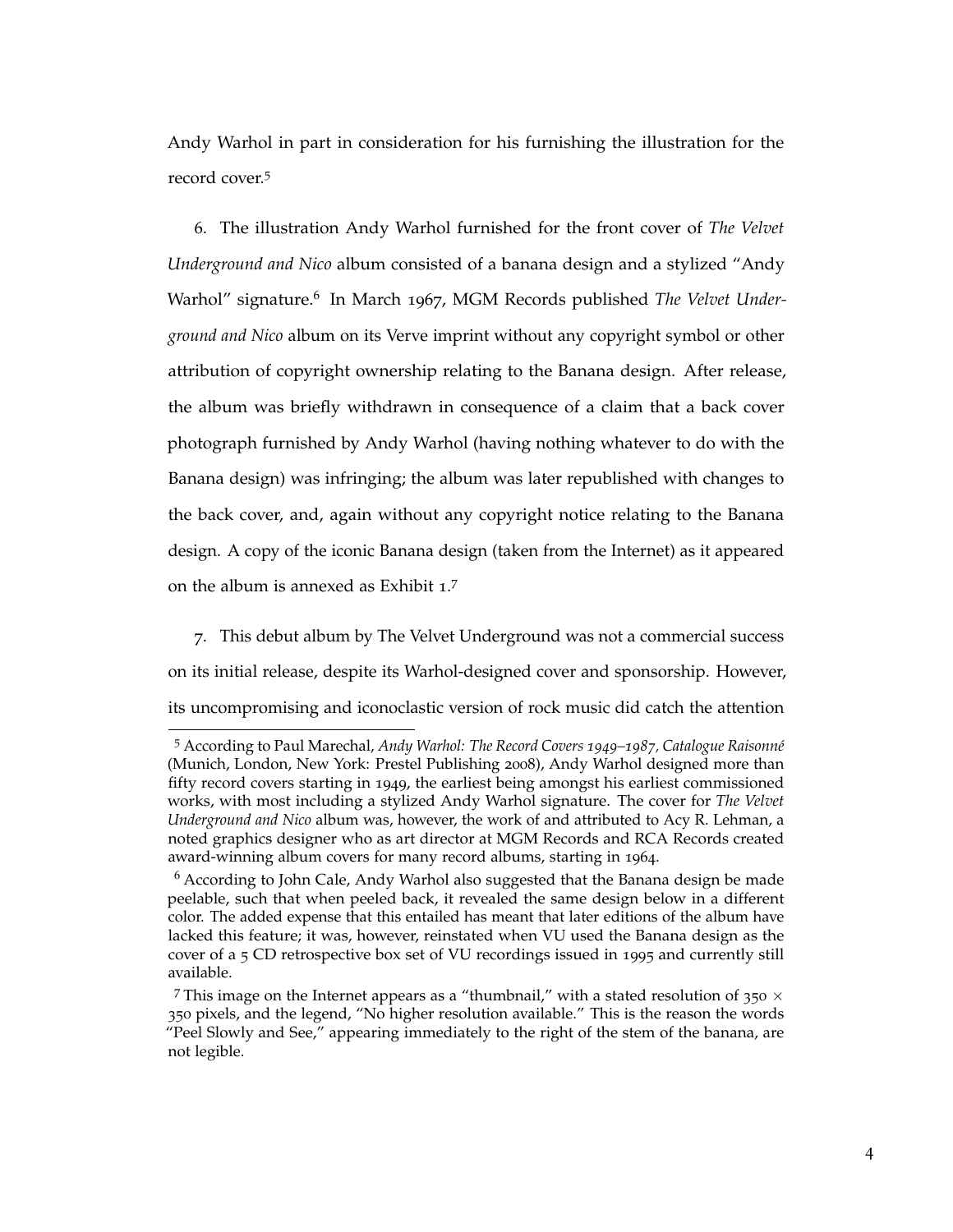Andy Warhol in part in consideration for his furnishing the illustration for the record cover.[5]

6. The illustration Andy Warhol furnished for the front cover of *The Velvet Underground and Nico* album consisted of a banana design and a stylized "Andy Warhol" signature.[6] In March 1967, MGM Records published *The Velvet Underground and Nico* album on its Verve imprint without any copyright symbol or other attribution of copyright ownership relating to the Banana design. After release, the album was briefly withdrawn in consequence of a claim that a back cover photograph furnished by Andy Warhol (having nothing whatever to do with the Banana design) was infringing; the album was later republished with changes to the back cover, and, again without any copyright notice relating to the Banana design. A copy of the iconic Banana design (taken from the Internet) as it appeared on the album is annexed as Exhibit 1.[7]

7. This debut album by The Velvet Underground was not a commercial success on its initial release, despite its Warhol-designed cover and sponsorship. However, its uncompromising and iconoclastic version of rock music did catch the attention

---

[5] According to Paul Marechal, *Andy Warhol: The Record Covers 1949–1987, Catalogue Raisonné* (Munich, London, New York: Prestel Publishing 2008), Andy Warhol designed more than fifty record covers starting in 1949, the earliest being amongst his earliest commissioned works, with most including a stylized Andy Warhol signature. The cover for *The Velvet Underground and Nico* album was, however, the work of and attributed to Acy R. Lehman, a noted graphics designer who as art director at MGM Records and RCA Records created award-winning album covers for many record albums, starting in 1964.

[6] According to John Cale, Andy Warhol also suggested that the Banana design be made peelable, such that when peeled back, it revealed the same design below in a different color. The added expense that this entailed has meant that later editions of the album have lacked this feature; it was, however, reinstated when VU used the Banana design as the cover of a 5 CD retrospective box set of VU recordings issued in 1995 and currently still available.

[7] This image on the Internet appears as a "thumbnail," with a stated resolution of $350 \times 350$ pixels, and the legend, "No higher resolution available." This is the reason the words "Peel Slowly and See," appearing immediately to the right of the stem of the banana, are not legible.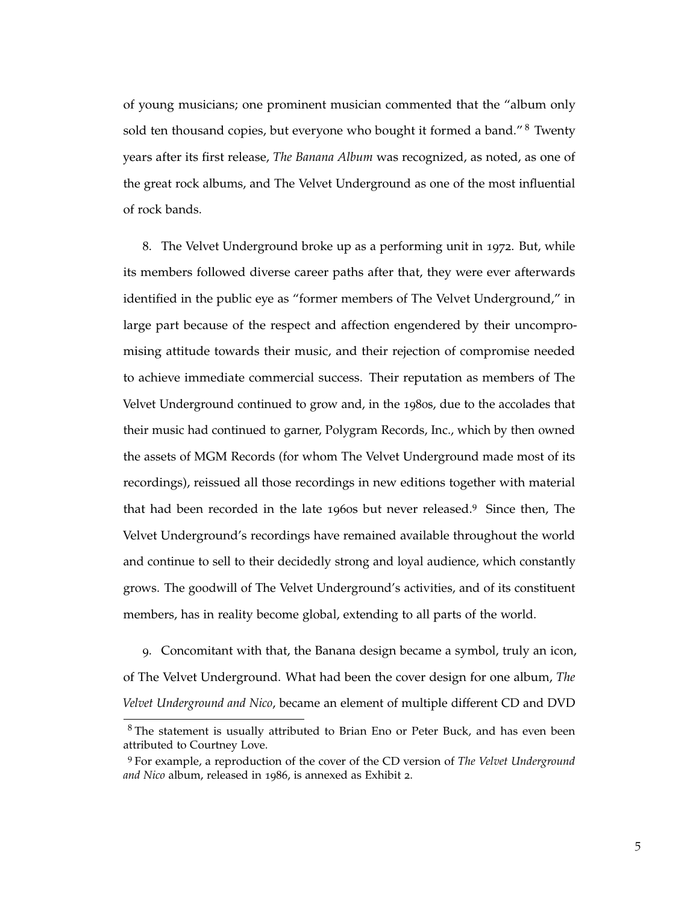of young musicians; one prominent musician commented that the "album only sold ten thousand copies, but everyone who bought it formed a band." [8] Twenty years after its first release, *The Banana Album* was recognized, as noted, as one of the great rock albums, and The Velvet Underground as one of the most influential of rock bands.

8. The Velvet Underground broke up as a performing unit in 1972. But, while its members followed diverse career paths after that, they were ever afterwards identified in the public eye as "former members of The Velvet Underground," in large part because of the respect and affection engendered by their uncompromising attitude towards their music, and their rejection of compromise needed to achieve immediate commercial success. Their reputation as members of The Velvet Underground continued to grow and, in the 1980s, due to the accolades that their music had continued to garner, Polygram Records, Inc., which by then owned the assets of MGM Records (for whom The Velvet Underground made most of its recordings), reissued all those recordings in new editions together with material that had been recorded in the late 1960s but never released.[9] Since then, The Velvet Underground's recordings have remained available throughout the world and continue to sell to their decidedly strong and loyal audience, which constantly grows. The goodwill of The Velvet Underground's activities, and of its constituent members, has in reality become global, extending to all parts of the world.

9. Concomitant with that, the Banana design became a symbol, truly an icon, of The Velvet Underground. What had been the cover design for one album, *The Velvet Underground and Nico*, became an element of multiple different CD and DVD

---

[8] The statement is usually attributed to Brian Eno or Peter Buck, and has even been attributed to Courtney Love.

[9] For example, a reproduction of the cover of the CD version of *The Velvet Underground and Nico* album, released in 1986, is annexed as Exhibit 2.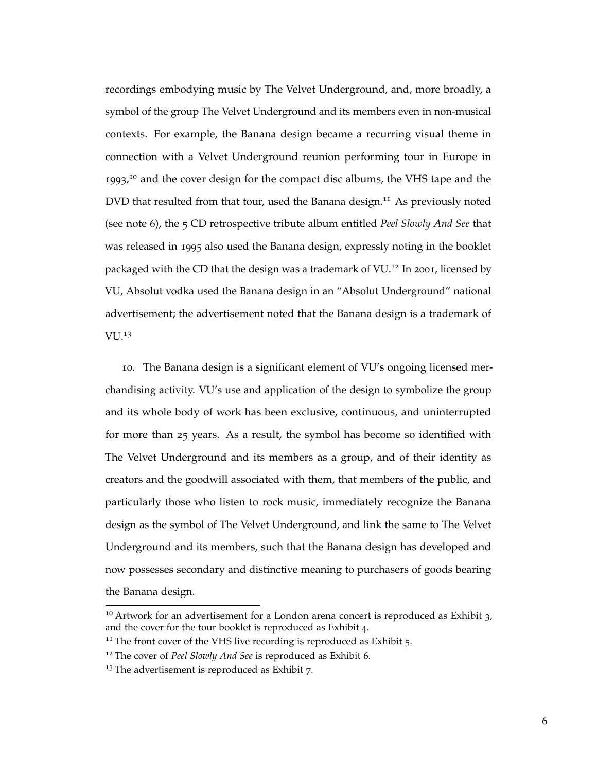recordings embodying music by The Velvet Underground, and, more broadly, a symbol of the group The Velvet Underground and its members even in non-musical contexts. For example, the Banana design became a recurring visual theme in connection with a Velvet Underground reunion performing tour in Europe in 1993,[10] and the cover design for the compact disc albums, the VHS tape and the DVD that resulted from that tour, used the Banana design.[11] As previously noted (see note 6), the 5 CD retrospective tribute album entitled *Peel Slowly And See* that was released in 1995 also used the Banana design, expressly noting in the booklet packaged with the CD that the design was a trademark of VU.[12] In 2001, licensed by VU, Absolut vodka used the Banana design in an "Absolut Underground" national advertisement; the advertisement noted that the Banana design is a trademark of VU.[13]

10. The Banana design is a significant element of VU's ongoing licensed merchandising activity. VU's use and application of the design to symbolize the group and its whole body of work has been exclusive, continuous, and uninterrupted for more than 25 years. As a result, the symbol has become so identified with The Velvet Underground and its members as a group, and of their identity as creators and the goodwill associated with them, that members of the public, and particularly those who listen to rock music, immediately recognize the Banana design as the symbol of The Velvet Underground, and link the same to The Velvet Underground and its members, such that the Banana design has developed and now possesses secondary and distinctive meaning to purchasers of goods bearing the Banana design.

---

[10] Artwork for an advertisement for a London arena concert is reproduced as Exhibit 3, and the cover for the tour booklet is reproduced as Exhibit 4.

[11] The front cover of the VHS live recording is reproduced as Exhibit 5.

[12] The cover of *Peel Slowly And See* is reproduced as Exhibit 6.

[13] The advertisement is reproduced as Exhibit 7.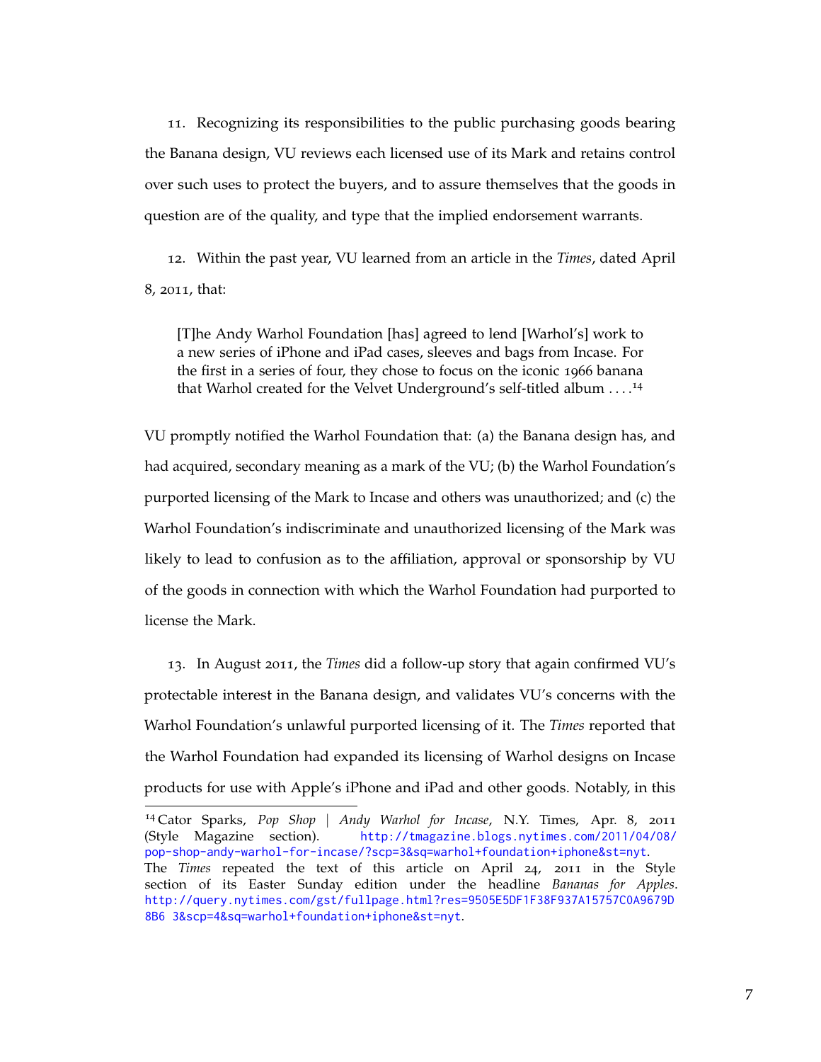11. Recognizing its responsibilities to the public purchasing goods bearing the Banana design, VU reviews each licensed use of its Mark and retains control over such uses to protect the buyers, and to assure themselves that the goods in question are of the quality, and type that the implied endorsement warrants.

12. Within the past year, VU learned from an article in the *Times*, dated April 8, 2011, that:

> [T]he Andy Warhol Foundation [has] agreed to lend [Warhol's] work to a new series of iPhone and iPad cases, sleeves and bags from Incase. For the first in a series of four, they chose to focus on the iconic 1966 banana that Warhol created for the Velvet Underground's self-titled album . . . .[14]

VU promptly notified the Warhol Foundation that: (a) the Banana design has, and had acquired, secondary meaning as a mark of the VU; (b) the Warhol Foundation's purported licensing of the Mark to Incase and others was unauthorized; and (c) the Warhol Foundation's indiscriminate and unauthorized licensing of the Mark was likely to lead to confusion as to the affiliation, approval or sponsorship by VU of the goods in connection with which the Warhol Foundation had purported to license the Mark.

13. In August 2011, the *Times* did a follow-up story that again confirmed VU's protectable interest in the Banana design, and validates VU's concerns with the Warhol Foundation's unlawful purported licensing of it. The *Times* reported that the Warhol Foundation had expanded its licensing of Warhol designs on Incase products for use with Apple's iPhone and iPad and other goods. Notably, in this

---

[14] Cator Sparks, *Pop Shop | Andy Warhol for Incase*, N.Y. Times, Apr. 8, 2011 (Style Magazine section). http://tmagazine.blogs.nytimes.com/2011/04/08/pop-shop-andy-warhol-for-incase/?scp=3&sq=warhol+foundation+iphone&st=nyt. The *Times* repeated the text of this article on April 24, 2011 in the Style section of its Easter Sunday edition under the headline *Bananas for Apples*. http://query.nytimes.com/gst/fullpage.html?res=9505E5DF1F38F937A15757C0A9679D8B6 3&scp=4&sq=warhol+foundation+iphone&st=nyt.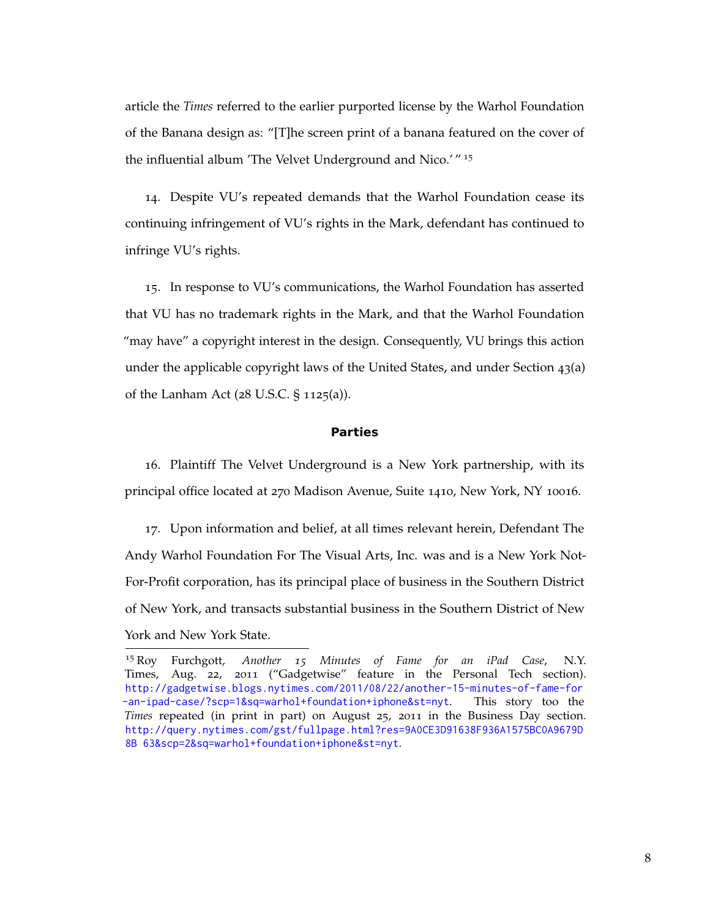article the *Times* referred to the earlier purported license by the Warhol Foundation of the Banana design as: "[T]he screen print of a banana featured on the cover of the influential album 'The Velvet Underground and Nico.'"[15]

14. Despite VU's repeated demands that the Warhol Foundation cease its continuing infringement of VU's rights in the Mark, defendant has continued to infringe VU's rights.

15. In response to VU's communications, the Warhol Foundation has asserted that VU has no trademark rights in the Mark, and that the Warhol Foundation "may have" a copyright interest in the design. Consequently, VU brings this action under the applicable copyright laws of the United States, and under Section 43(a) of the Lanham Act (28 U.S.C. § 1125(a)).

## Parties

16. Plaintiff The Velvet Underground is a New York partnership, with its principal office located at 270 Madison Avenue, Suite 1410, New York, NY 10016.

17. Upon information and belief, at all times relevant herein, Defendant The Andy Warhol Foundation For The Visual Arts, Inc. was and is a New York Not-For-Profit corporation, has its principal place of business in the Southern District of New York, and transacts substantial business in the Southern District of New York and New York State.

---

[15] Roy Furchgott, *Another 15 Minutes of Fame for an iPad Case*, N.Y. Times, Aug. 22, 2011 ("Gadgetwise" feature in the Personal Tech section). http://gadgetwise.blogs.nytimes.com/2011/08/22/another-15-minutes-of-fame-for-an-ipad-case/?scp=1&sq=warhol+foundation+iphone&st=nyt. This story too the *Times* repeated (in print in part) on August 25, 2011 in the Business Day section. http://query.nytimes.com/gst/fullpage.html?res=9A0CE3D91638F936A1575BC0A9679D8B 63&scp=2&sq=warhol+foundation+iphone&st=nyt.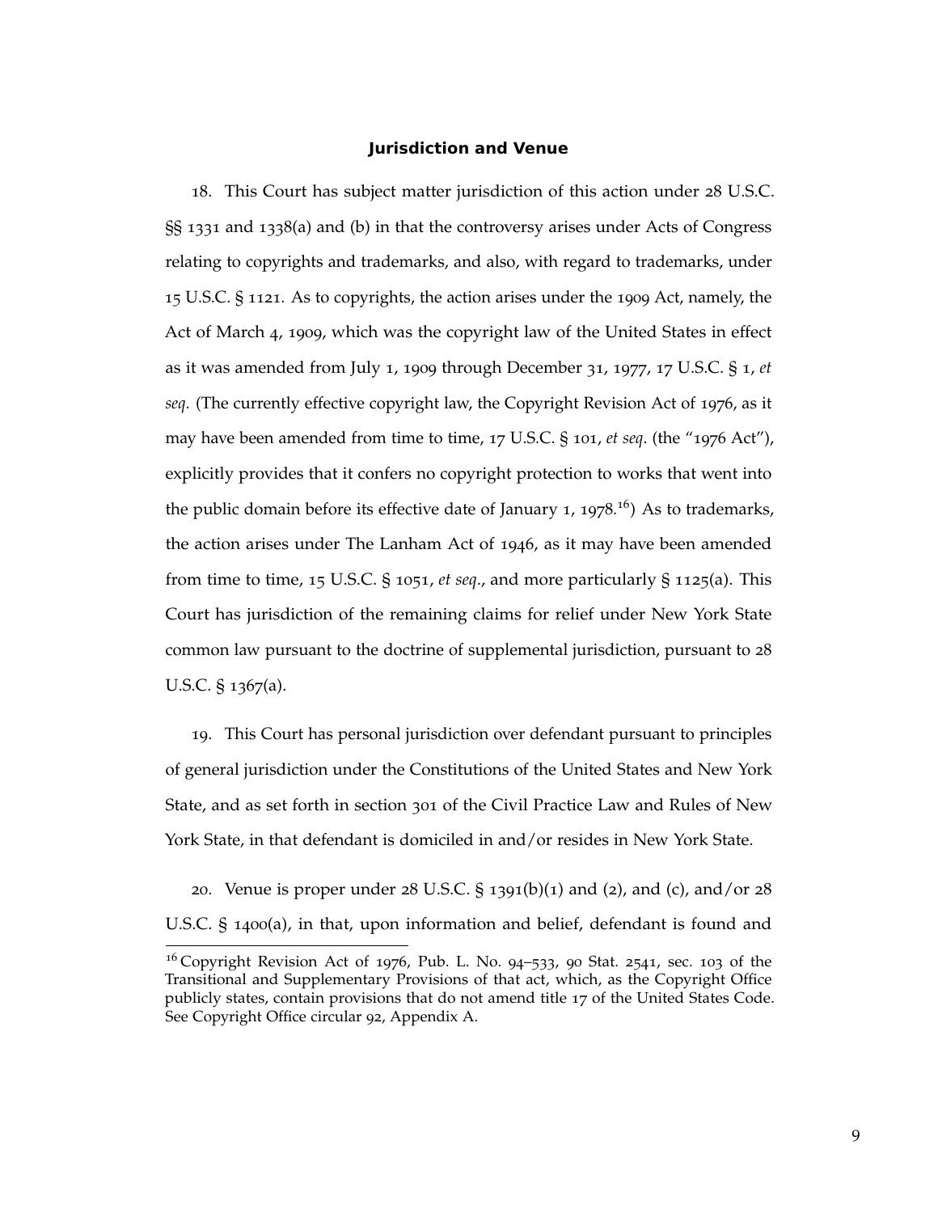## Jurisdiction and Venue

18. This Court has subject matter jurisdiction of this action under 28 U.S.C. §§ 1331 and 1338(a) and (b) in that the controversy arises under Acts of Congress relating to copyrights and trademarks, and also, with regard to trademarks, under 15 U.S.C. § 1121. As to copyrights, the action arises under the 1909 Act, namely, the Act of March 4, 1909, which was the copyright law of the United States in effect as it was amended from July 1, 1909 through December 31, 1977, 17 U.S.C. § 1, *et seq*. (The currently effective copyright law, the Copyright Revision Act of 1976, as it may have been amended from time to time, 17 U.S.C. § 101, *et seq*. (the "1976 Act"), explicitly provides that it confers no copyright protection to works that went into the public domain before its effective date of January 1, 1978.[16]) As to trademarks, the action arises under The Lanham Act of 1946, as it may have been amended from time to time, 15 U.S.C. § 1051, *et seq*., and more particularly § 1125(a). This Court has jurisdiction of the remaining claims for relief under New York State common law pursuant to the doctrine of supplemental jurisdiction, pursuant to 28 U.S.C. § 1367(a).

19. This Court has personal jurisdiction over defendant pursuant to principles of general jurisdiction under the Constitutions of the United States and New York State, and as set forth in section 301 of the Civil Practice Law and Rules of New York State, in that defendant is domiciled in and/or resides in New York State.

20. Venue is proper under 28 U.S.C. § 1391(b)(1) and (2), and (c), and/or 28 U.S.C. § 1400(a), in that, upon information and belief, defendant is found and

[16] Copyright Revision Act of 1976, Pub. L. No. 94–533, 90 Stat. 2541, sec. 103 of the Transitional and Supplementary Provisions of that act, which, as the Copyright Office publicly states, contain provisions that do not amend title 17 of the United States Code. See Copyright Office circular 92, Appendix A.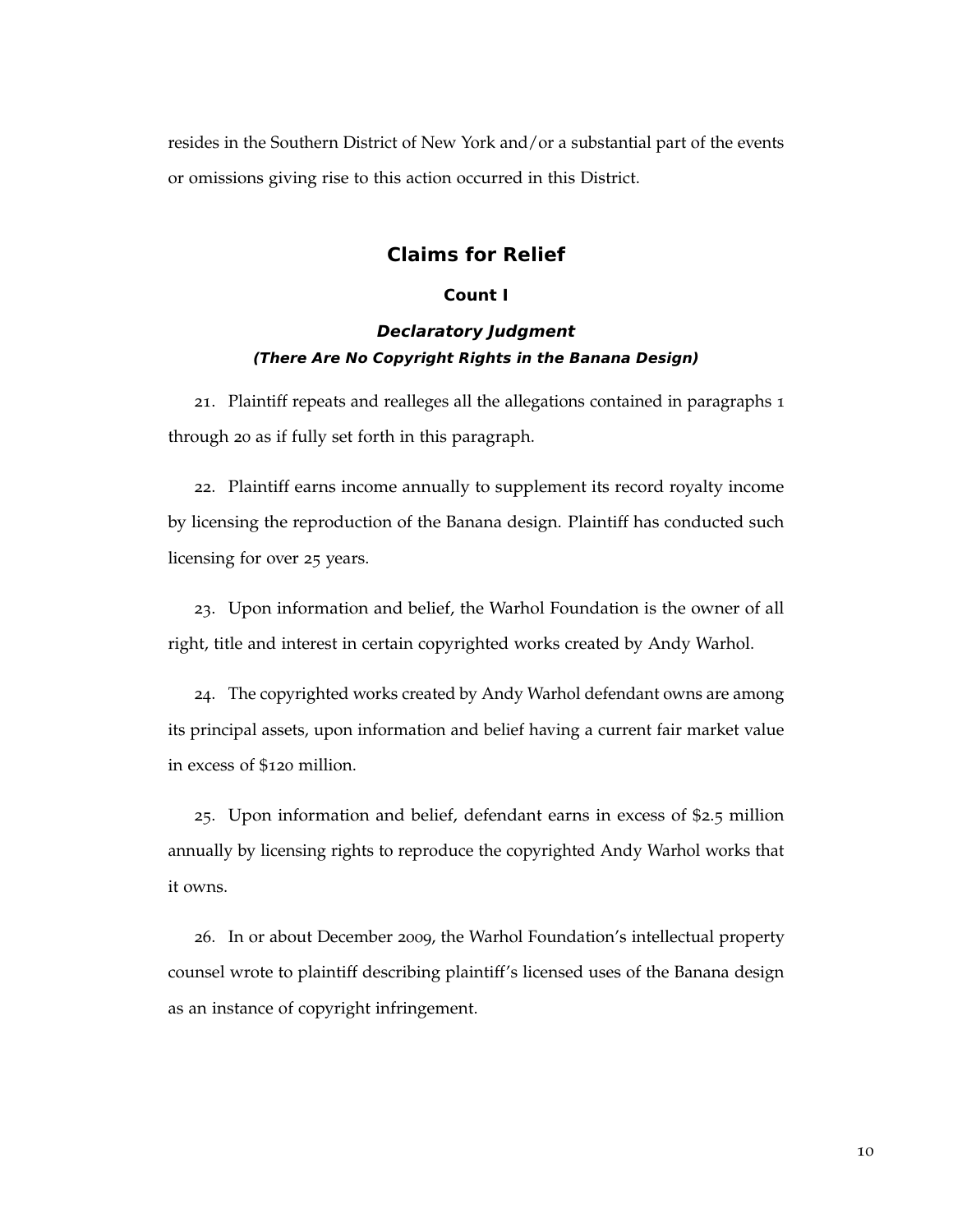resides in the Southern District of New York and/or a substantial part of the events or omissions giving rise to this action occurred in this District.

## Claims for Relief

### Count I

#### *Declaratory Judgment*

***(There Are No Copyright Rights in the Banana Design)***

21. Plaintiff repeats and realleges all the allegations contained in paragraphs 1 through 20 as if fully set forth in this paragraph.

22. Plaintiff earns income annually to supplement its record royalty income by licensing the reproduction of the Banana design. Plaintiff has conducted such licensing for over 25 years.

23. Upon information and belief, the Warhol Foundation is the owner of all right, title and interest in certain copyrighted works created by Andy Warhol.

24. The copyrighted works created by Andy Warhol defendant owns are among its principal assets, upon information and belief having a current fair market value in excess of $120 million.

25. Upon information and belief, defendant earns in excess of $2.5 million annually by licensing rights to reproduce the copyrighted Andy Warhol works that it owns.

26. In or about December 2009, the Warhol Foundation's intellectual property counsel wrote to plaintiff describing plaintiff's licensed uses of the Banana design as an instance of copyright infringement.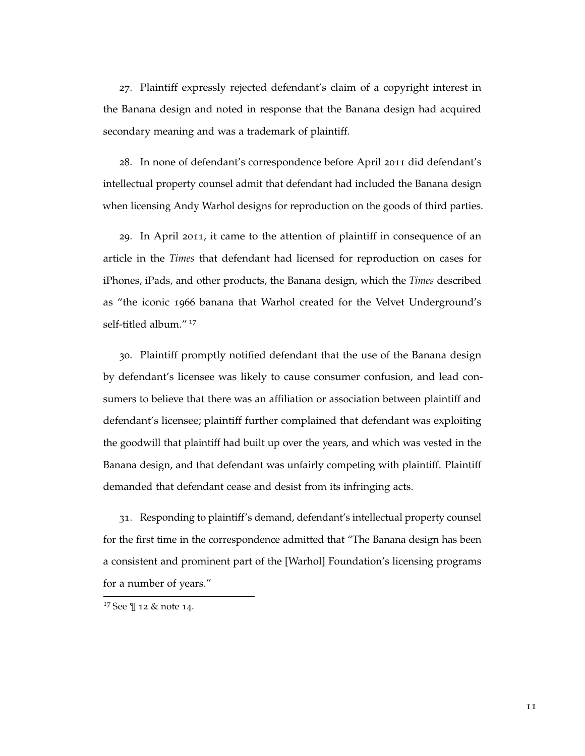27. Plaintiff expressly rejected defendant's claim of a copyright interest in the Banana design and noted in response that the Banana design had acquired secondary meaning and was a trademark of plaintiff.

28. In none of defendant's correspondence before April 2011 did defendant's intellectual property counsel admit that defendant had included the Banana design when licensing Andy Warhol designs for reproduction on the goods of third parties.

29. In April 2011, it came to the attention of plaintiff in consequence of an article in the *Times* that defendant had licensed for reproduction on cases for iPhones, iPads, and other products, the Banana design, which the *Times* described as "the iconic 1966 banana that Warhol created for the Velvet Underground's self-titled album." [17]

30. Plaintiff promptly notified defendant that the use of the Banana design by defendant's licensee was likely to cause consumer confusion, and lead consumers to believe that there was an affiliation or association between plaintiff and defendant's licensee; plaintiff further complained that defendant was exploiting the goodwill that plaintiff had built up over the years, and which was vested in the Banana design, and that defendant was unfairly competing with plaintiff. Plaintiff demanded that defendant cease and desist from its infringing acts.

31. Responding to plaintiff's demand, defendant's intellectual property counsel for the first time in the correspondence admitted that "The Banana design has been a consistent and prominent part of the [Warhol] Foundation's licensing programs for a number of years."

[17] See ¶ 12 & note 14.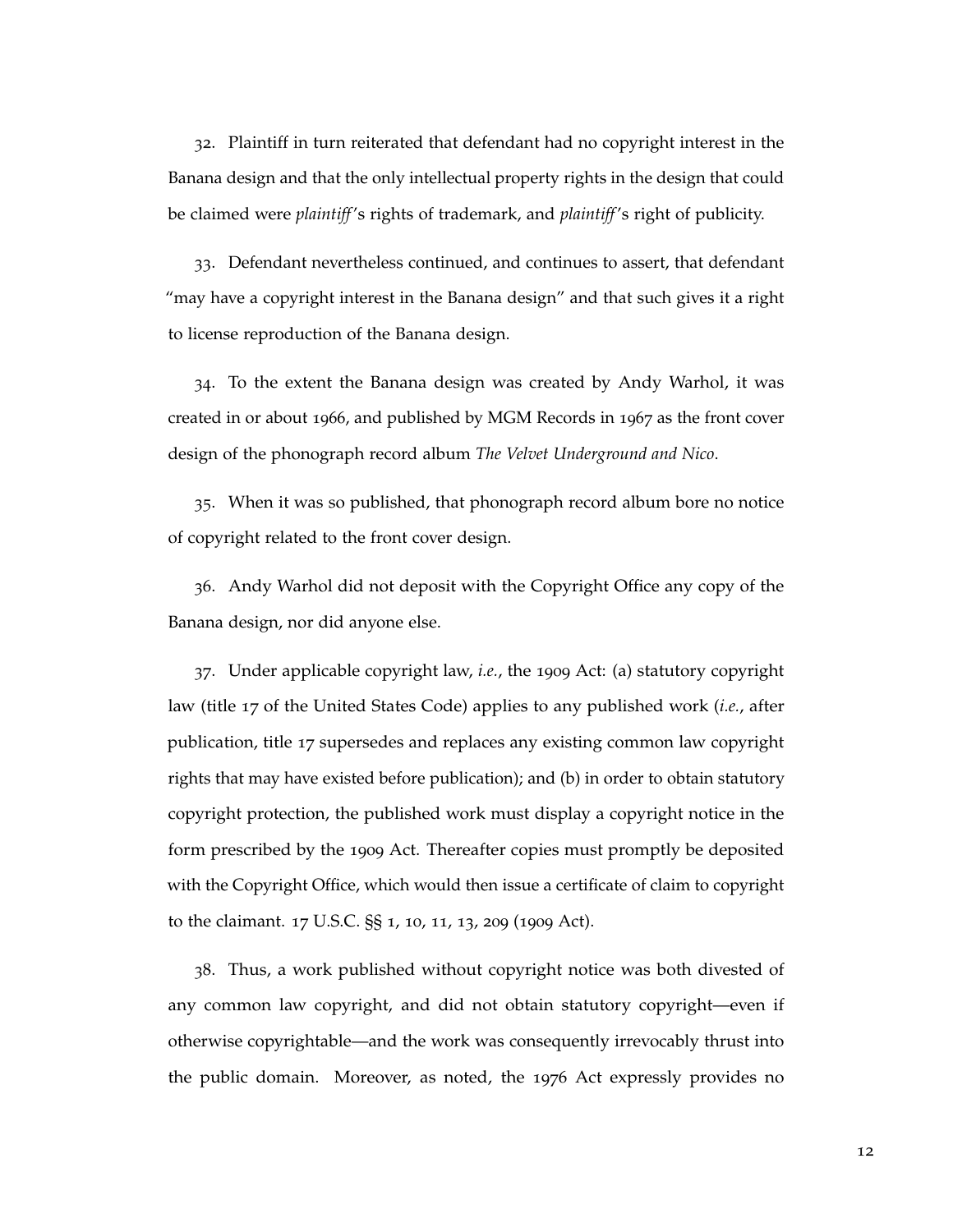32. Plaintiff in turn reiterated that defendant had no copyright interest in the Banana design and that the only intellectual property rights in the design that could be claimed were *plaintiff*'s rights of trademark, and *plaintiff*'s right of publicity.

33. Defendant nevertheless continued, and continues to assert, that defendant "may have a copyright interest in the Banana design" and that such gives it a right to license reproduction of the Banana design.

34. To the extent the Banana design was created by Andy Warhol, it was created in or about 1966, and published by MGM Records in 1967 as the front cover design of the phonograph record album *The Velvet Underground and Nico*.

35. When it was so published, that phonograph record album bore no notice of copyright related to the front cover design.

36. Andy Warhol did not deposit with the Copyright Office any copy of the Banana design, nor did anyone else.

37. Under applicable copyright law, *i.e.*, the 1909 Act: (a) statutory copyright law (title 17 of the United States Code) applies to any published work (*i.e.*, after publication, title 17 supersedes and replaces any existing common law copyright rights that may have existed before publication); and (b) in order to obtain statutory copyright protection, the published work must display a copyright notice in the form prescribed by the 1909 Act. Thereafter copies must promptly be deposited with the Copyright Office, which would then issue a certificate of claim to copyright to the claimant. 17 U.S.C. §§ 1, 10, 11, 13, 209 (1909 Act).

38. Thus, a work published without copyright notice was both divested of any common law copyright, and did not obtain statutory copyright—even if otherwise copyrightable—and the work was consequently irrevocably thrust into the public domain. Moreover, as noted, the 1976 Act expressly provides no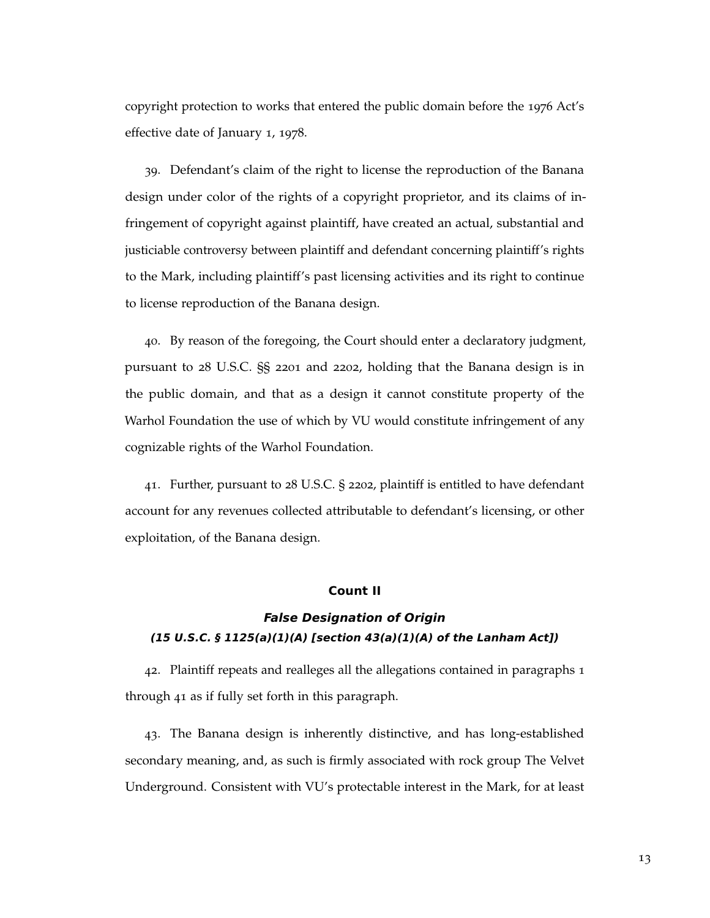copyright protection to works that entered the public domain before the 1976 Act's effective date of January 1, 1978.

39. Defendant's claim of the right to license the reproduction of the Banana design under color of the rights of a copyright proprietor, and its claims of infringement of copyright against plaintiff, have created an actual, substantial and justiciable controversy between plaintiff and defendant concerning plaintiff's rights to the Mark, including plaintiff's past licensing activities and its right to continue to license reproduction of the Banana design.

40. By reason of the foregoing, the Court should enter a declaratory judgment, pursuant to 28 U.S.C. §§ 2201 and 2202, holding that the Banana design is in the public domain, and that as a design it cannot constitute property of the Warhol Foundation the use of which by VU would constitute infringement of any cognizable rights of the Warhol Foundation.

41. Further, pursuant to 28 U.S.C. § 2202, plaintiff is entitled to have defendant account for any revenues collected attributable to defendant's licensing, or other exploitation, of the Banana design.

### Count II

#### ***False Designation of Origin***
***(15 U.S.C. § 1125(a)(1)(A) [section 43(a)(1)(A) of the Lanham Act])***

42. Plaintiff repeats and realleges all the allegations contained in paragraphs 1 through 41 as if fully set forth in this paragraph.

43. The Banana design is inherently distinctive, and has long-established secondary meaning, and, as such is firmly associated with rock group The Velvet Underground. Consistent with VU's protectable interest in the Mark, for at least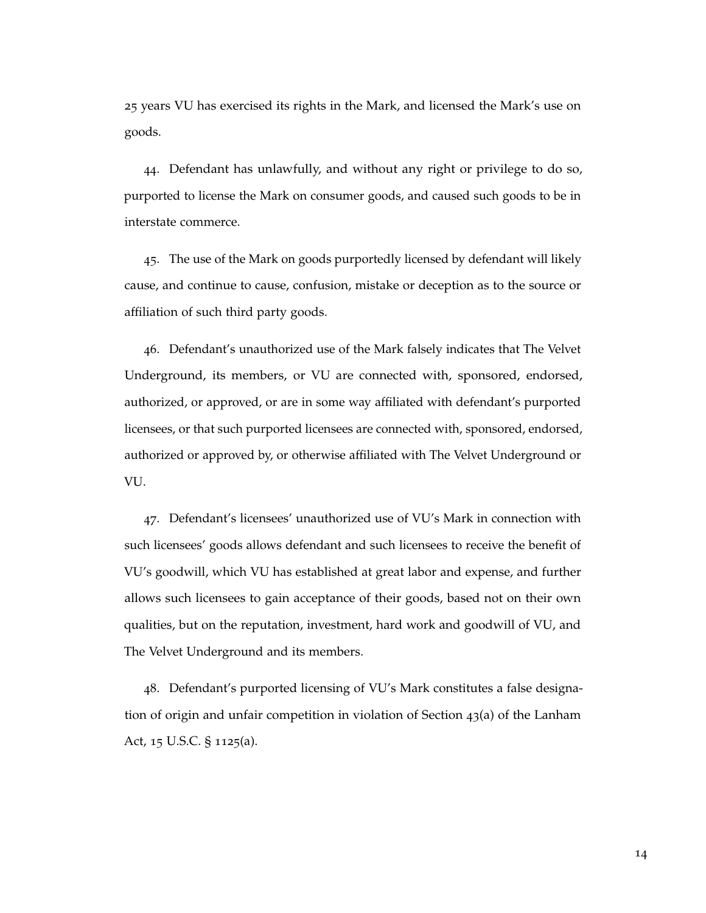25 years VU has exercised its rights in the Mark, and licensed the Mark's use on goods.

44. Defendant has unlawfully, and without any right or privilege to do so, purported to license the Mark on consumer goods, and caused such goods to be in interstate commerce.

45. The use of the Mark on goods purportedly licensed by defendant will likely cause, and continue to cause, confusion, mistake or deception as to the source or affiliation of such third party goods.

46. Defendant's unauthorized use of the Mark falsely indicates that The Velvet Underground, its members, or VU are connected with, sponsored, endorsed, authorized, or approved, or are in some way affiliated with defendant's purported licensees, or that such purported licensees are connected with, sponsored, endorsed, authorized or approved by, or otherwise affiliated with The Velvet Underground or VU.

47. Defendant's licensees' unauthorized use of VU's Mark in connection with such licensees' goods allows defendant and such licensees to receive the benefit of VU's goodwill, which VU has established at great labor and expense, and further allows such licensees to gain acceptance of their goods, based not on their own qualities, but on the reputation, investment, hard work and goodwill of VU, and The Velvet Underground and its members.

48. Defendant's purported licensing of VU's Mark constitutes a false designation of origin and unfair competition in violation of Section 43(a) of the Lanham Act, 15 U.S.C. § 1125(a).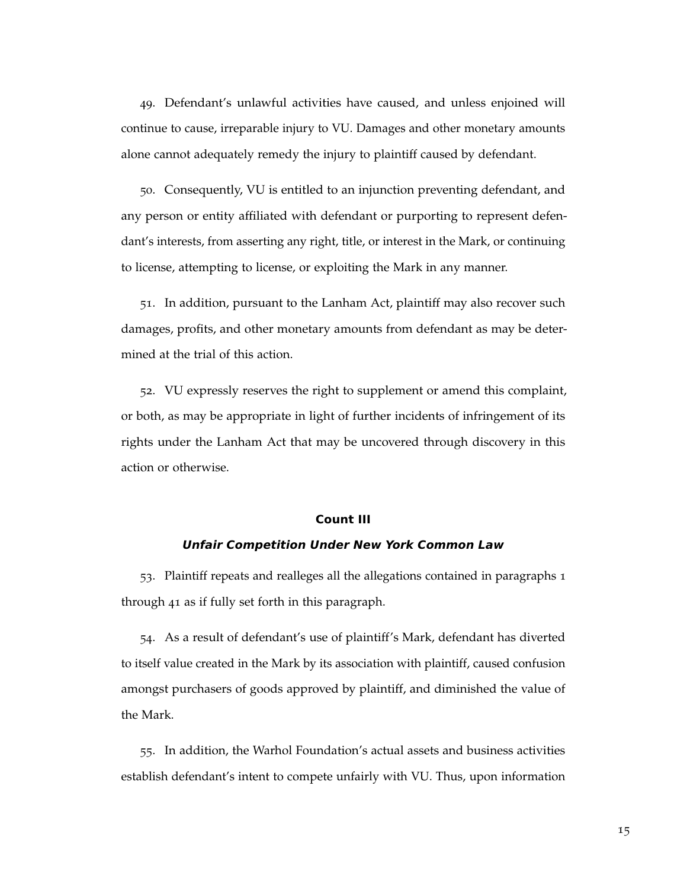49. Defendant's unlawful activities have caused, and unless enjoined will continue to cause, irreparable injury to VU. Damages and other monetary amounts alone cannot adequately remedy the injury to plaintiff caused by defendant.

50. Consequently, VU is entitled to an injunction preventing defendant, and any person or entity affiliated with defendant or purporting to represent defendant's interests, from asserting any right, title, or interest in the Mark, or continuing to license, attempting to license, or exploiting the Mark in any manner.

51. In addition, pursuant to the Lanham Act, plaintiff may also recover such damages, profits, and other monetary amounts from defendant as may be determined at the trial of this action.

52. VU expressly reserves the right to supplement or amend this complaint, or both, as may be appropriate in light of further incidents of infringement of its rights under the Lanham Act that may be uncovered through discovery in this action or otherwise.

## Count III

### *Unfair Competition Under New York Common Law*

53. Plaintiff repeats and realleges all the allegations contained in paragraphs 1 through 41 as if fully set forth in this paragraph.

54. As a result of defendant's use of plaintiff's Mark, defendant has diverted to itself value created in the Mark by its association with plaintiff, caused confusion amongst purchasers of goods approved by plaintiff, and diminished the value of the Mark.

55. In addition, the Warhol Foundation's actual assets and business activities establish defendant's intent to compete unfairly with VU. Thus, upon information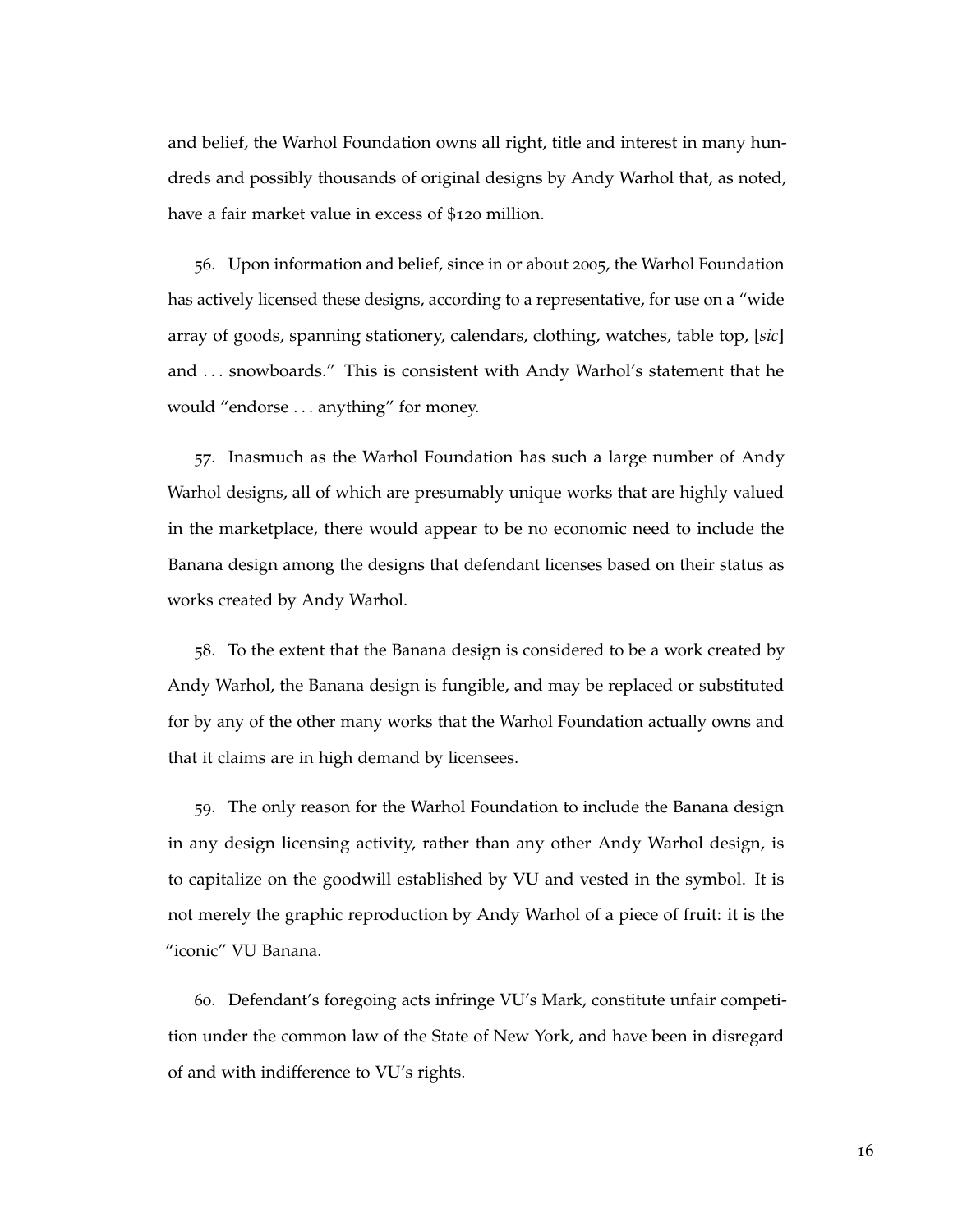and belief, the Warhol Foundation owns all right, title and interest in many hundreds and possibly thousands of original designs by Andy Warhol that, as noted, have a fair market value in excess of $120 million.

56. Upon information and belief, since in or about 2005, the Warhol Foundation has actively licensed these designs, according to a representative, for use on a "wide array of goods, spanning stationery, calendars, clothing, watches, table top, [*sic*] and . . . snowboards." This is consistent with Andy Warhol's statement that he would "endorse . . . anything" for money.

57. Inasmuch as the Warhol Foundation has such a large number of Andy Warhol designs, all of which are presumably unique works that are highly valued in the marketplace, there would appear to be no economic need to include the Banana design among the designs that defendant licenses based on their status as works created by Andy Warhol.

58. To the extent that the Banana design is considered to be a work created by Andy Warhol, the Banana design is fungible, and may be replaced or substituted for by any of the other many works that the Warhol Foundation actually owns and that it claims are in high demand by licensees.

59. The only reason for the Warhol Foundation to include the Banana design in any design licensing activity, rather than any other Andy Warhol design, is to capitalize on the goodwill established by VU and vested in the symbol. It is not merely the graphic reproduction by Andy Warhol of a piece of fruit: it is the "iconic" VU Banana.

60. Defendant's foregoing acts infringe VU's Mark, constitute unfair competition under the common law of the State of New York, and have been in disregard of and with indifference to VU's rights.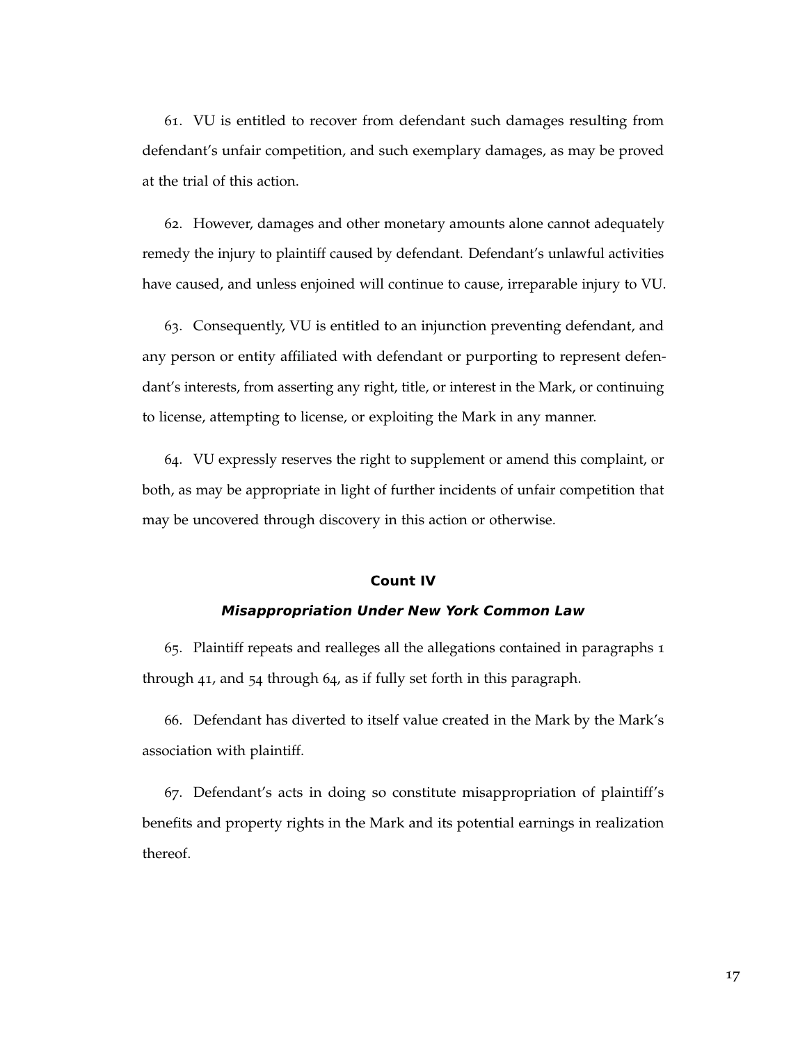61. VU is entitled to recover from defendant such damages resulting from defendant's unfair competition, and such exemplary damages, as may be proved at the trial of this action.

62. However, damages and other monetary amounts alone cannot adequately remedy the injury to plaintiff caused by defendant. Defendant's unlawful activities have caused, and unless enjoined will continue to cause, irreparable injury to VU.

63. Consequently, VU is entitled to an injunction preventing defendant, and any person or entity affiliated with defendant or purporting to represent defendant's interests, from asserting any right, title, or interest in the Mark, or continuing to license, attempting to license, or exploiting the Mark in any manner.

64. VU expressly reserves the right to supplement or amend this complaint, or both, as may be appropriate in light of further incidents of unfair competition that may be uncovered through discovery in this action or otherwise.

## Count IV

### *Misappropriation Under New York Common Law*

65. Plaintiff repeats and realleges all the allegations contained in paragraphs 1 through 41, and 54 through 64, as if fully set forth in this paragraph.

66. Defendant has diverted to itself value created in the Mark by the Mark's association with plaintiff.

67. Defendant's acts in doing so constitute misappropriation of plaintiff's benefits and property rights in the Mark and its potential earnings in realization thereof.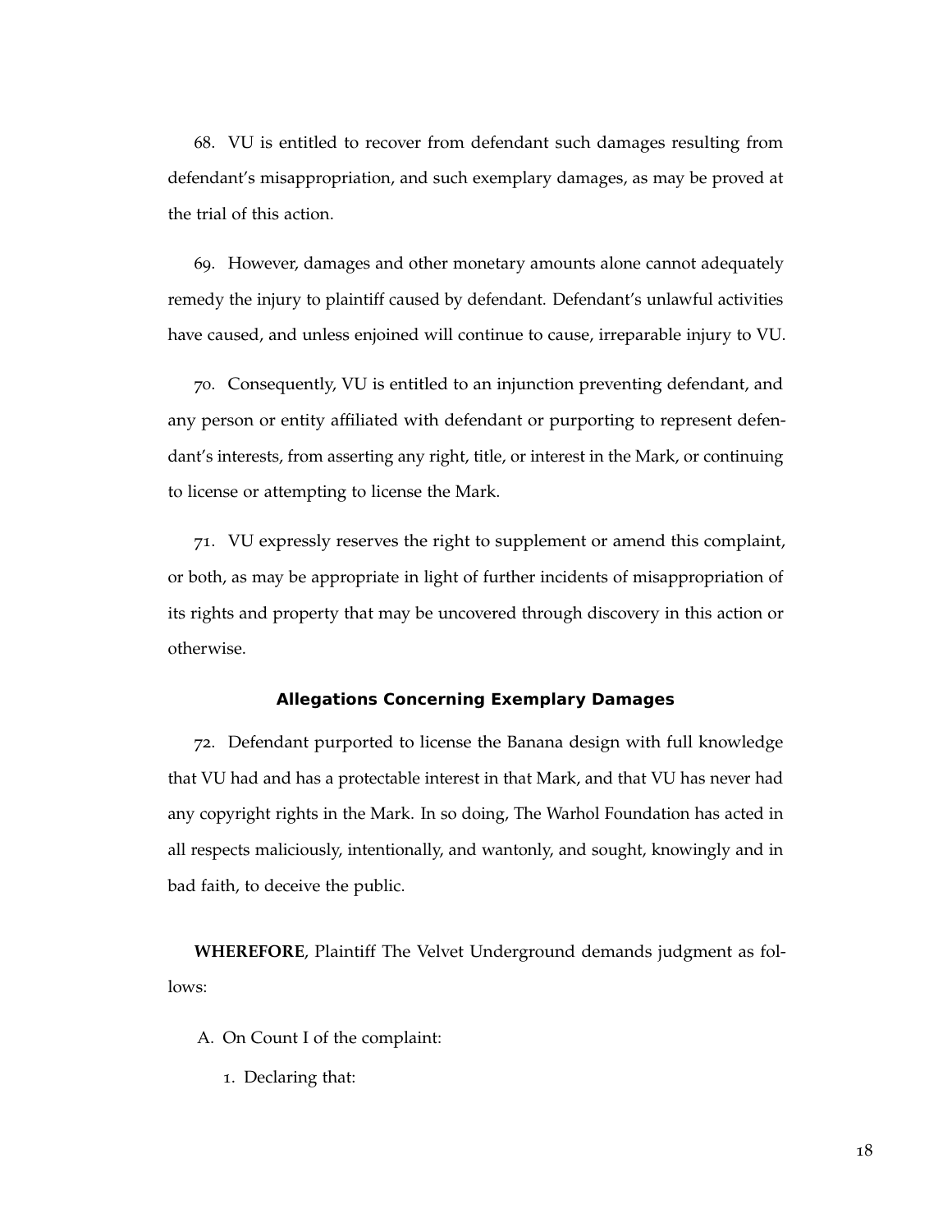68. VU is entitled to recover from defendant such damages resulting from defendant's misappropriation, and such exemplary damages, as may be proved at the trial of this action.

69. However, damages and other monetary amounts alone cannot adequately remedy the injury to plaintiff caused by defendant. Defendant's unlawful activities have caused, and unless enjoined will continue to cause, irreparable injury to VU.

70. Consequently, VU is entitled to an injunction preventing defendant, and any person or entity affiliated with defendant or purporting to represent defendant's interests, from asserting any right, title, or interest in the Mark, or continuing to license or attempting to license the Mark.

71. VU expressly reserves the right to supplement or amend this complaint, or both, as may be appropriate in light of further incidents of misappropriation of its rights and property that may be uncovered through discovery in this action or otherwise.

### Allegations Concerning Exemplary Damages

72. Defendant purported to license the Banana design with full knowledge that VU had and has a protectable interest in that Mark, and that VU has never had any copyright rights in the Mark. In so doing, The Warhol Foundation has acted in all respects maliciously, intentionally, and wantonly, and sought, knowingly and in bad faith, to deceive the public.

**WHEREFORE**, Plaintiff The Velvet Underground demands judgment as follows:

A. On Count I of the complaint:

1. Declaring that: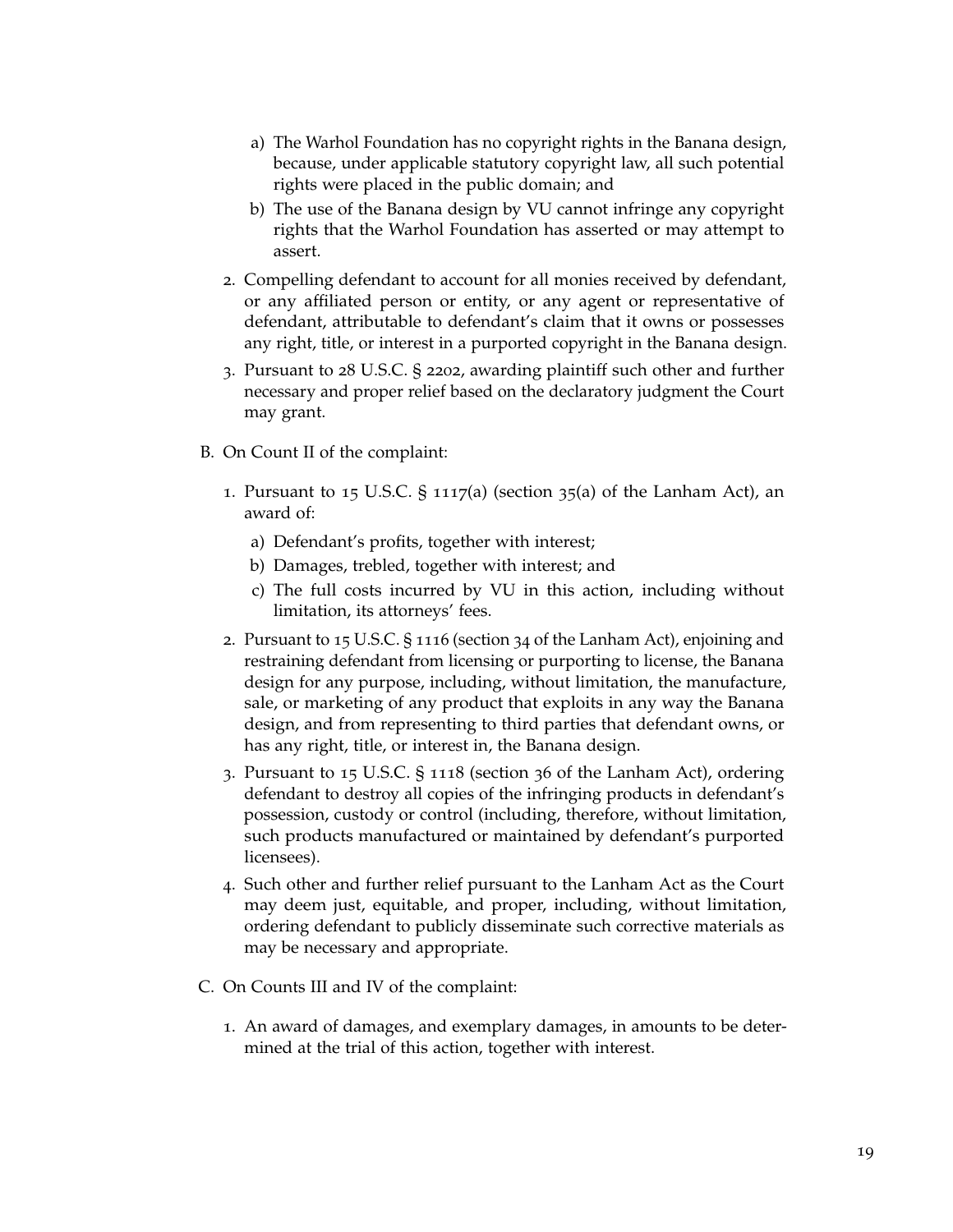a) The Warhol Foundation has no copyright rights in the Banana design, because, under applicable statutory copyright law, all such potential rights were placed in the public domain; and

b) The use of the Banana design by VU cannot infringe any copyright rights that the Warhol Foundation has asserted or may attempt to assert.

2. Compelling defendant to account for all monies received by defendant, or any affiliated person or entity, or any agent or representative of defendant, attributable to defendant's claim that it owns or possesses any right, title, or interest in a purported copyright in the Banana design.

3. Pursuant to 28 U.S.C. § 2202, awarding plaintiff such other and further necessary and proper relief based on the declaratory judgment the Court may grant.

B. On Count II of the complaint:

1. Pursuant to 15 U.S.C. § 1117(a) (section 35(a) of the Lanham Act), an award of:

   a) Defendant's profits, together with interest;

   b) Damages, trebled, together with interest; and

   c) The full costs incurred by VU in this action, including without limitation, its attorneys' fees.

2. Pursuant to 15 U.S.C. § 1116 (section 34 of the Lanham Act), enjoining and restraining defendant from licensing or purporting to license, the Banana design for any purpose, including, without limitation, the manufacture, sale, or marketing of any product that exploits in any way the Banana design, and from representing to third parties that defendant owns, or has any right, title, or interest in, the Banana design.

3. Pursuant to 15 U.S.C. § 1118 (section 36 of the Lanham Act), ordering defendant to destroy all copies of the infringing products in defendant's possession, custody or control (including, therefore, without limitation, such products manufactured or maintained by defendant's purported licensees).

4. Such other and further relief pursuant to the Lanham Act as the Court may deem just, equitable, and proper, including, without limitation, ordering defendant to publicly disseminate such corrective materials as may be necessary and appropriate.

C. On Counts III and IV of the complaint:

1. An award of damages, and exemplary damages, in amounts to be determined at the trial of this action, together with interest.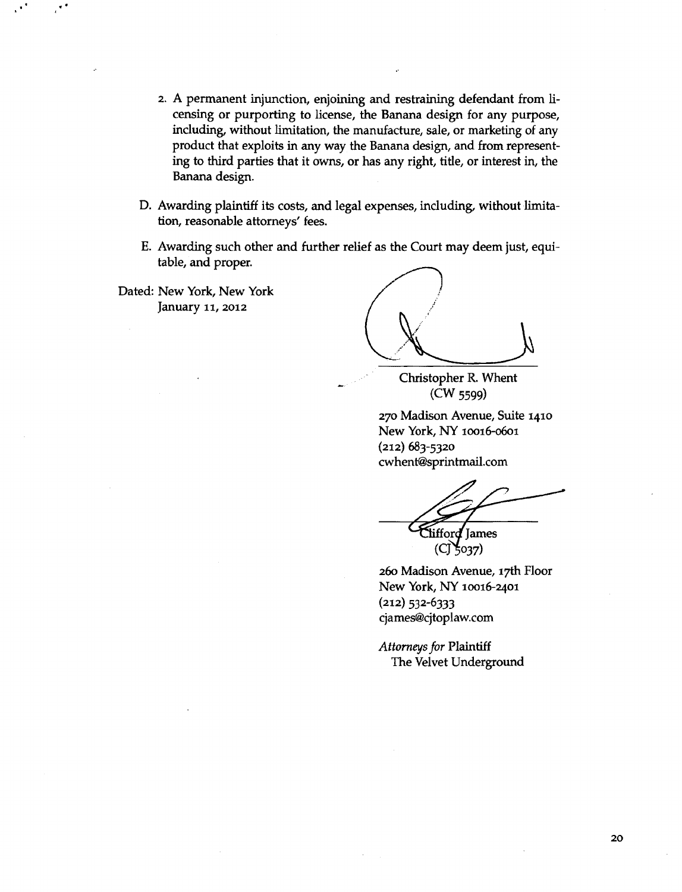2. A permanent injunction, enjoining and restraining defendant from licensing or purporting to license, the Banana design for any purpose, including, without limitation, the manufacture, sale, or marketing of any product that exploits in any way the Banana design, and from representing to third parties that it owns, or has any right, title, or interest in, the Banana design.

D. Awarding plaintiff its costs, and legal expenses, including, without limitation, reasonable attorneys' fees.

E. Awarding such other and further relief as the Court may deem just, equitable, and proper.

Dated: New York, New York
January 11, 2012

Christopher R. Whent
(CW 5599)

270 Madison Avenue, Suite 1410
New York, NY 10016-0601
(212) 683-5320
cwhent@sprintmail.com

Clifford James
(CJ 5037)

260 Madison Avenue, 17th Floor
New York, NY 10016-2401
(212) 532-6333
cjames@cjtoplaw.com

*Attorneys for* Plaintiff
The Velvet Underground